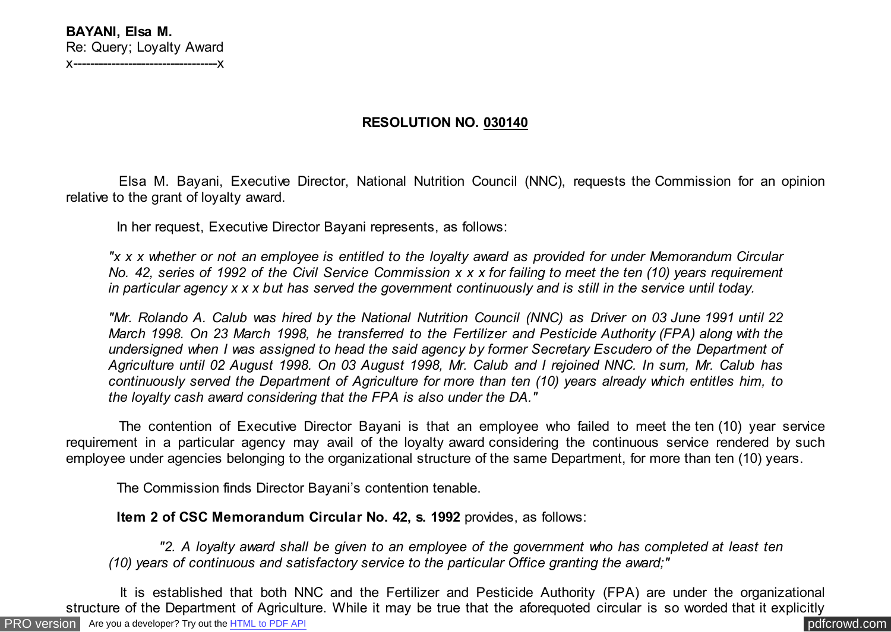**BAYANI, Elsa M.**
Re: Query; Loyalty Award
x----------------------------------x

**RESOLUTION NO. 030140**

Elsa M. Bayani, Executive Director, National Nutrition Council (NNC), requests the Commission for an opinion relative to the grant of loyalty award.

In her request, Executive Director Bayani represents, as follows:

> *"x x x whether or not an employee is entitled to the loyalty award as provided for under Memorandum Circular No. 42, series of 1992 of the Civil Service Commission x x x for failing to meet the ten (10) years requirement in particular agency x x x but has served the government continuously and is still in the service until today.*
>
> *"Mr. Rolando A. Calub was hired by the National Nutrition Council (NNC) as Driver on 03 June 1991 until 22 March 1998. On 23 March 1998, he transferred to the Fertilizer and Pesticide Authority (FPA) along with the undersigned when I was assigned to head the said agency by former Secretary Escudero of the Department of Agriculture until 02 August 1998. On 03 August 1998, Mr. Calub and I rejoined NNC. In sum, Mr. Calub has continuously served the Department of Agriculture for more than ten (10) years already which entitles him, to the loyalty cash award considering that the FPA is also under the DA."*

The contention of Executive Director Bayani is that an employee who failed to meet the ten (10) year service requirement in a particular agency may avail of the loyalty award considering the continuous service rendered by such employee under agencies belonging to the organizational structure of the same Department, for more than ten (10) years.

The Commission finds Director Bayani's contention tenable.

**Item 2 of CSC Memorandum Circular No. 42, s. 1992** provides, as follows:

> *"2. A loyalty award shall be given to an employee of the government who has completed at least ten (10) years of continuous and satisfactory service to the particular Office granting the award;"*

It is established that both NNC and the Fertilizer and Pesticide Authority (FPA) are under the organizational structure of the Department of Agriculture. While it may be true that the aforequoted circular is so worded that it explicitly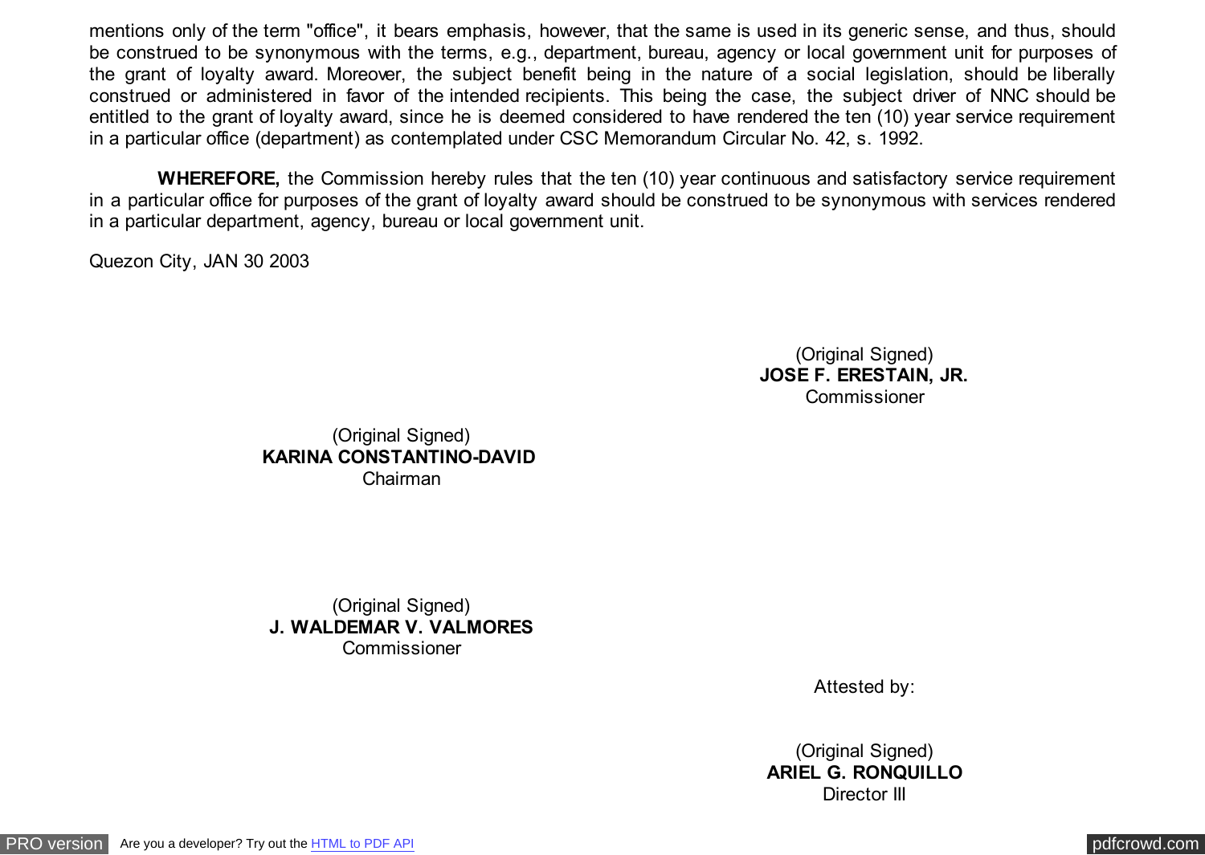mentions only of the term "office", it bears emphasis, however, that the same is used in its generic sense, and thus, should be construed to be synonymous with the terms, e.g., department, bureau, agency or local government unit for purposes of the grant of loyalty award. Moreover, the subject benefit being in the nature of a social legislation, should be liberally construed or administered in favor of the intended recipients. This being the case, the subject driver of NNC should be entitled to the grant of loyalty award, since he is deemed considered to have rendered the ten (10) year service requirement in a particular office (department) as contemplated under CSC Memorandum Circular No. 42, s. 1992.

**WHEREFORE,** the Commission hereby rules that the ten (10) year continuous and satisfactory service requirement in a particular office for purposes of the grant of loyalty award should be construed to be synonymous with services rendered in a particular department, agency, bureau or local government unit.

Quezon City, JAN 30 2003

(Original Signed)
**JOSE F. ERESTAIN, JR.**
Commissioner

(Original Signed)
**KARINA CONSTANTINO-DAVID**
Chairman

(Original Signed)
**J. WALDEMAR V. VALMORES**
Commissioner

Attested by:

(Original Signed)
**ARIEL G. RONQUILLO**
Director III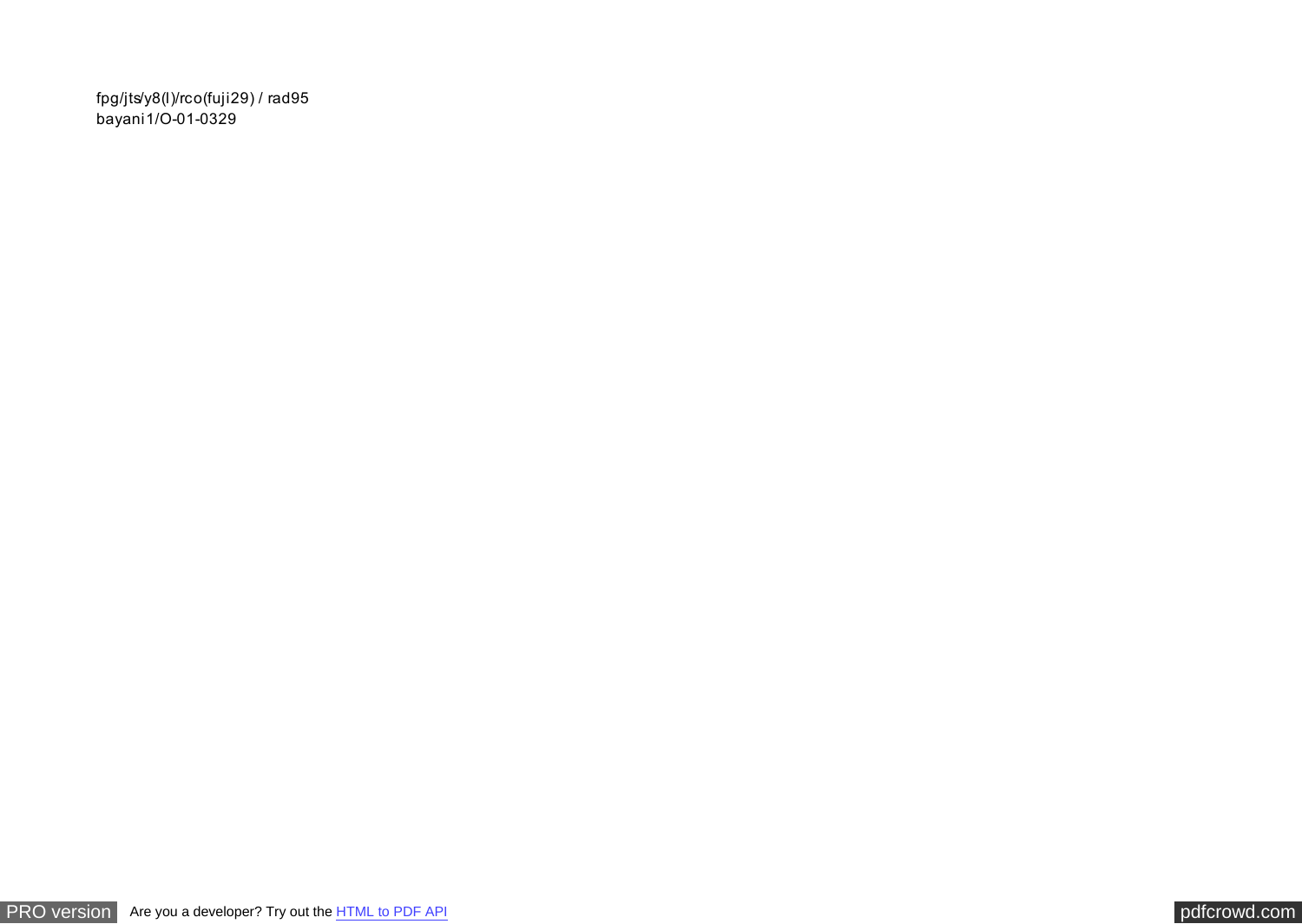fpg/jts/y8(l)/rco(fuji29) / rad95
bayani1/O-01-0329